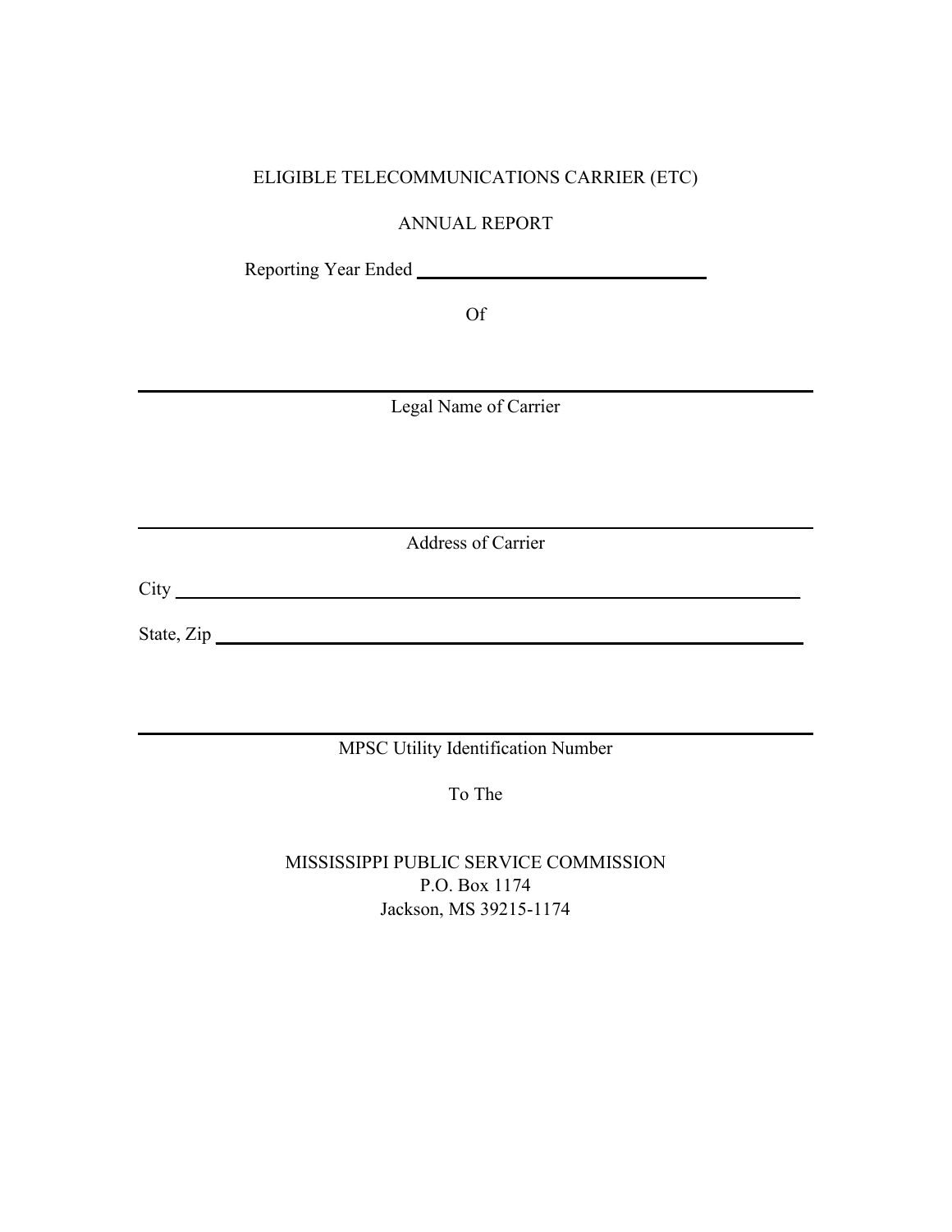ELIGIBLE TELECOMMUNICATIONS CARRIER (ETC)

ANNUAL REPORT

Reporting Year Ended ________________________________

Of

_______________________________________________________________________________

Legal Name of Carrier

_______________________________________________________________________________

Address of Carrier

City _______________________________________________________________________

State, Zip ___________________________________________________________________

_______________________________________________________________________________

MPSC Utility Identification Number

To The

MISSISSIPPI PUBLIC SERVICE COMMISSION
P.O. Box 1174
Jackson, MS 39215-1174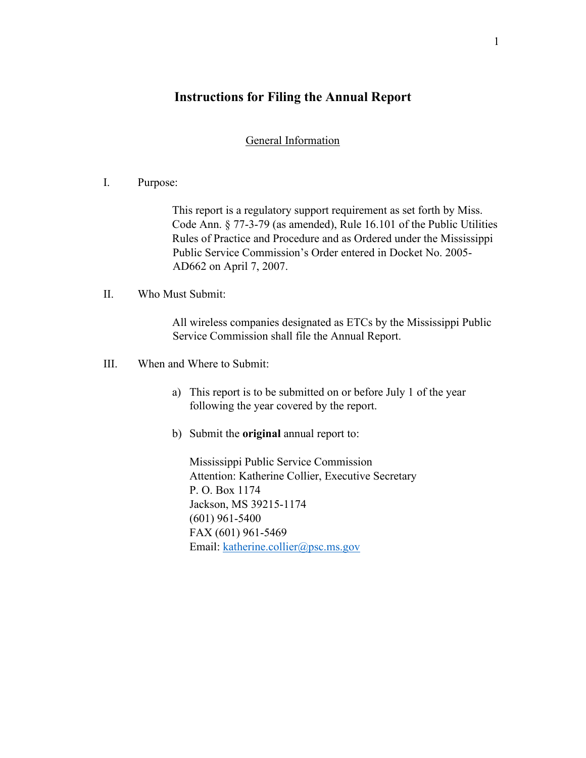# Instructions for Filing the Annual Report

## General Information

I. Purpose:

This report is a regulatory support requirement as set forth by Miss. Code Ann. § 77-3-79 (as amended), Rule 16.101 of the Public Utilities Rules of Practice and Procedure and as Ordered under the Mississippi Public Service Commission's Order entered in Docket No. 2005-AD662 on April 7, 2007.

II. Who Must Submit:

All wireless companies designated as ETCs by the Mississippi Public Service Commission shall file the Annual Report.

III. When and Where to Submit:

a) This report is to be submitted on or before July 1 of the year following the year covered by the report.

b) Submit the **original** annual report to:

Mississippi Public Service Commission
Attention: Katherine Collier, Executive Secretary
P. O. Box 1174
Jackson, MS 39215-1174
(601) 961-5400
FAX (601) 961-5469
Email: katherine.collier@psc.ms.gov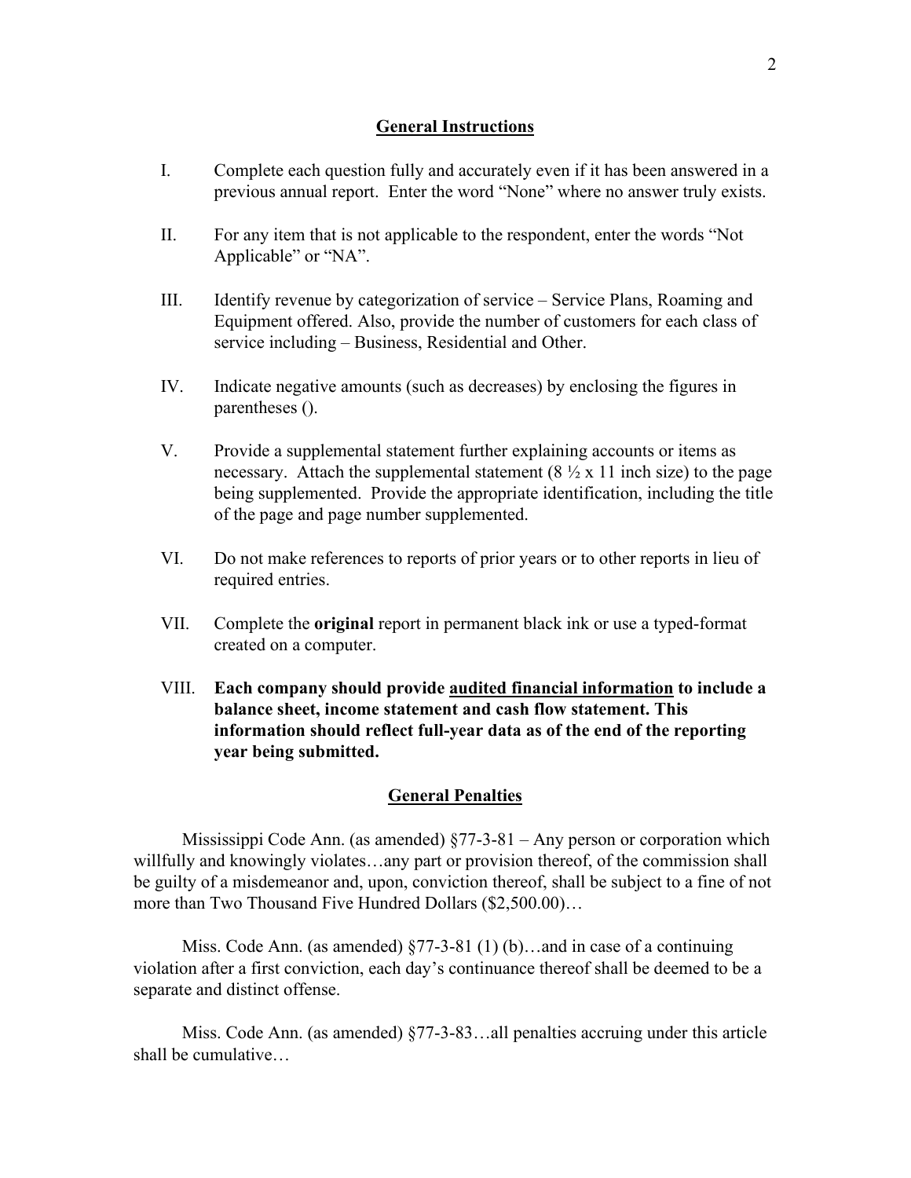## General Instructions

I. Complete each question fully and accurately even if it has been answered in a previous annual report. Enter the word "None" where no answer truly exists.

II. For any item that is not applicable to the respondent, enter the words "Not Applicable" or "NA".

III. Identify revenue by categorization of service – Service Plans, Roaming and Equipment offered. Also, provide the number of customers for each class of service including – Business, Residential and Other.

IV. Indicate negative amounts (such as decreases) by enclosing the figures in parentheses ().

V. Provide a supplemental statement further explaining accounts or items as necessary. Attach the supplemental statement (8 ½ x 11 inch size) to the page being supplemented. Provide the appropriate identification, including the title of the page and page number supplemented.

VI. Do not make references to reports of prior years or to other reports in lieu of required entries.

VII. Complete the **original** report in permanent black ink or use a typed-format created on a computer.

VIII. **Each company should provide <u>audited financial information</u> to include a balance sheet, income statement and cash flow statement. This information should reflect full-year data as of the end of the reporting year being submitted.**

## General Penalties

Mississippi Code Ann. (as amended) §77-3-81 – Any person or corporation which willfully and knowingly violates…any part or provision thereof, of the commission shall be guilty of a misdemeanor and, upon, conviction thereof, shall be subject to a fine of not more than Two Thousand Five Hundred Dollars ($2,500.00)…

Miss. Code Ann. (as amended) §77-3-81 (1) (b)…and in case of a continuing violation after a first conviction, each day's continuance thereof shall be deemed to be a separate and distinct offense.

Miss. Code Ann. (as amended) §77-3-83…all penalties accruing under this article shall be cumulative…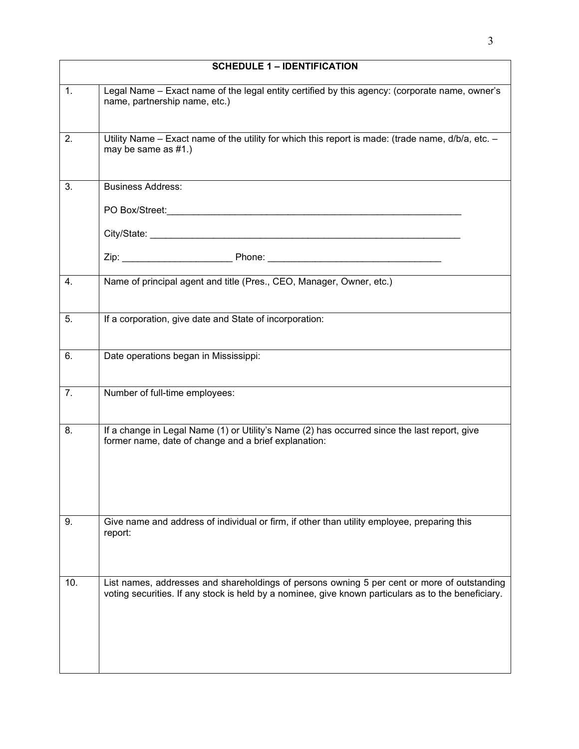| SCHEDULE 1 – IDENTIFICATION | |
|---|---|
| 1. | Legal Name – Exact name of the legal entity certified by this agency: (corporate name, owner's name, partnership name, etc.) |
| 2. | Utility Name – Exact name of the utility for which this report is made: (trade name, d/b/a, etc. – may be same as #1.) |
| 3. | Business Address:<br><br>PO Box/Street:___________________________________________________________<br><br>City/State: ______________________________________________________________<br><br>Zip: _____________________ Phone: _________________________________ |
| 4. | Name of principal agent and title (Pres., CEO, Manager, Owner, etc.) |
| 5. | If a corporation, give date and State of incorporation: |
| 6. | Date operations began in Mississippi: |
| 7. | Number of full-time employees: |
| 8. | If a change in Legal Name (1) or Utility's Name (2) has occurred since the last report, give former name, date of change and a brief explanation: |
| 9. | Give name and address of individual or firm, if other than utility employee, preparing this report: |
| 10. | List names, addresses and shareholdings of persons owning 5 per cent or more of outstanding voting securities. If any stock is held by a nominee, give known particulars as to the beneficiary. |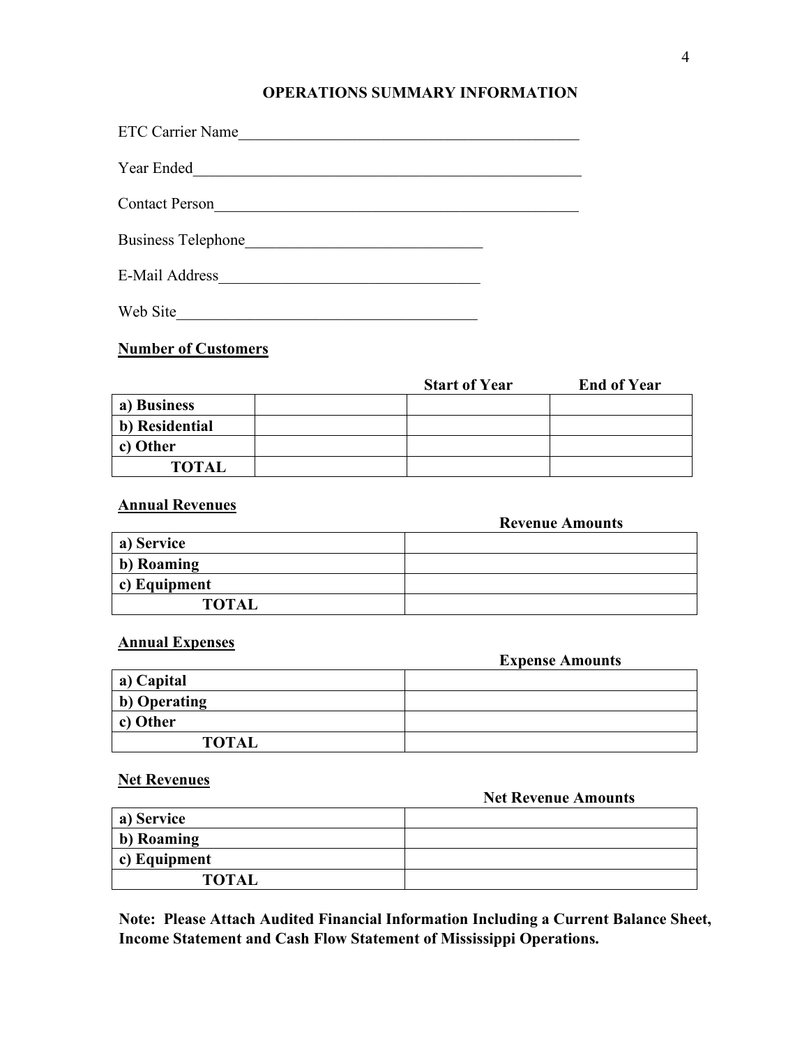## OPERATIONS SUMMARY INFORMATION

ETC Carrier Name_____________________________________________

Year Ended__________________________________________________

Contact Person_______________________________________________

Business Telephone______________________________

E-Mail Address__________________________________

Web Site______________________________________

**Number of Customers**

| | | Start of Year | End of Year |
|---|---|---|---|
| a) Business | | | |
| b) Residential | | | |
| c) Other | | | |
| TOTAL | | | |

**Annual Revenues**

| | Revenue Amounts |
|---|---|
| a) Service | |
| b) Roaming | |
| c) Equipment | |
| TOTAL | |

**Annual Expenses**

| | Expense Amounts |
|---|---|
| a) Capital | |
| b) Operating | |
| c) Other | |
| TOTAL | |

**Net Revenues**

| | Net Revenue Amounts |
|---|---|
| a) Service | |
| b) Roaming | |
| c) Equipment | |
| TOTAL | |

**Note: Please Attach Audited Financial Information Including a Current Balance Sheet, Income Statement and Cash Flow Statement of Mississippi Operations.**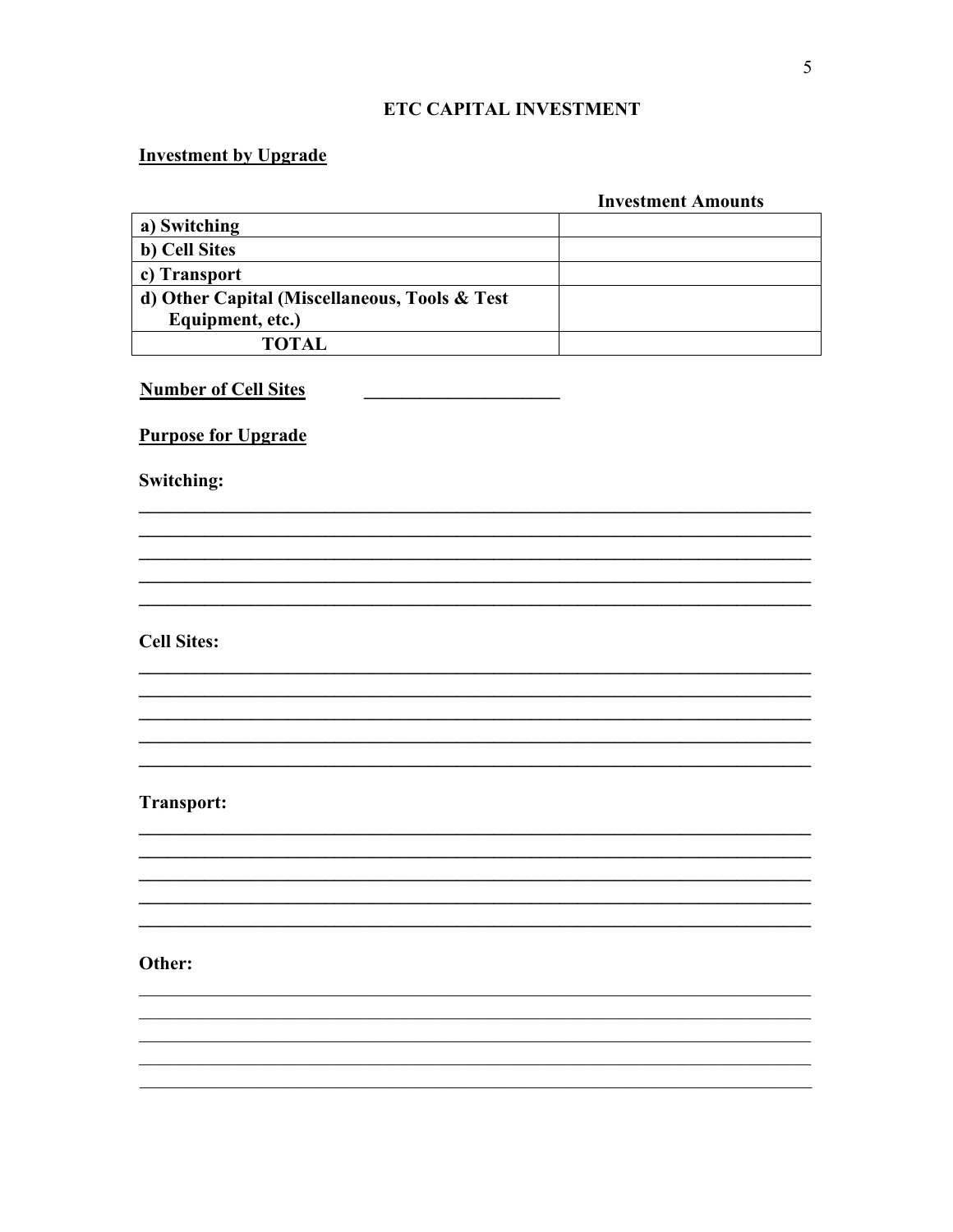# ETC CAPITAL INVESTMENT

**Investment by Upgrade**

| | **Investment Amounts** |
|---|---|
| **a) Switching** | |
| **b) Cell Sites** | |
| **c) Transport** | |
| **d) Other Capital (Miscellaneous, Tools & Test Equipment, etc.)** | |
| **TOTAL** | |

**Number of Cell Sites** ____________________

**Purpose for Upgrade**

**Switching:**

___________________________________________________________________________
___________________________________________________________________________
___________________________________________________________________________
___________________________________________________________________________
___________________________________________________________________________

**Cell Sites:**

___________________________________________________________________________
___________________________________________________________________________
___________________________________________________________________________
___________________________________________________________________________
___________________________________________________________________________

**Transport:**

___________________________________________________________________________
___________________________________________________________________________
___________________________________________________________________________
___________________________________________________________________________
___________________________________________________________________________

**Other:**

___________________________________________________________________________
___________________________________________________________________________
___________________________________________________________________________
___________________________________________________________________________
___________________________________________________________________________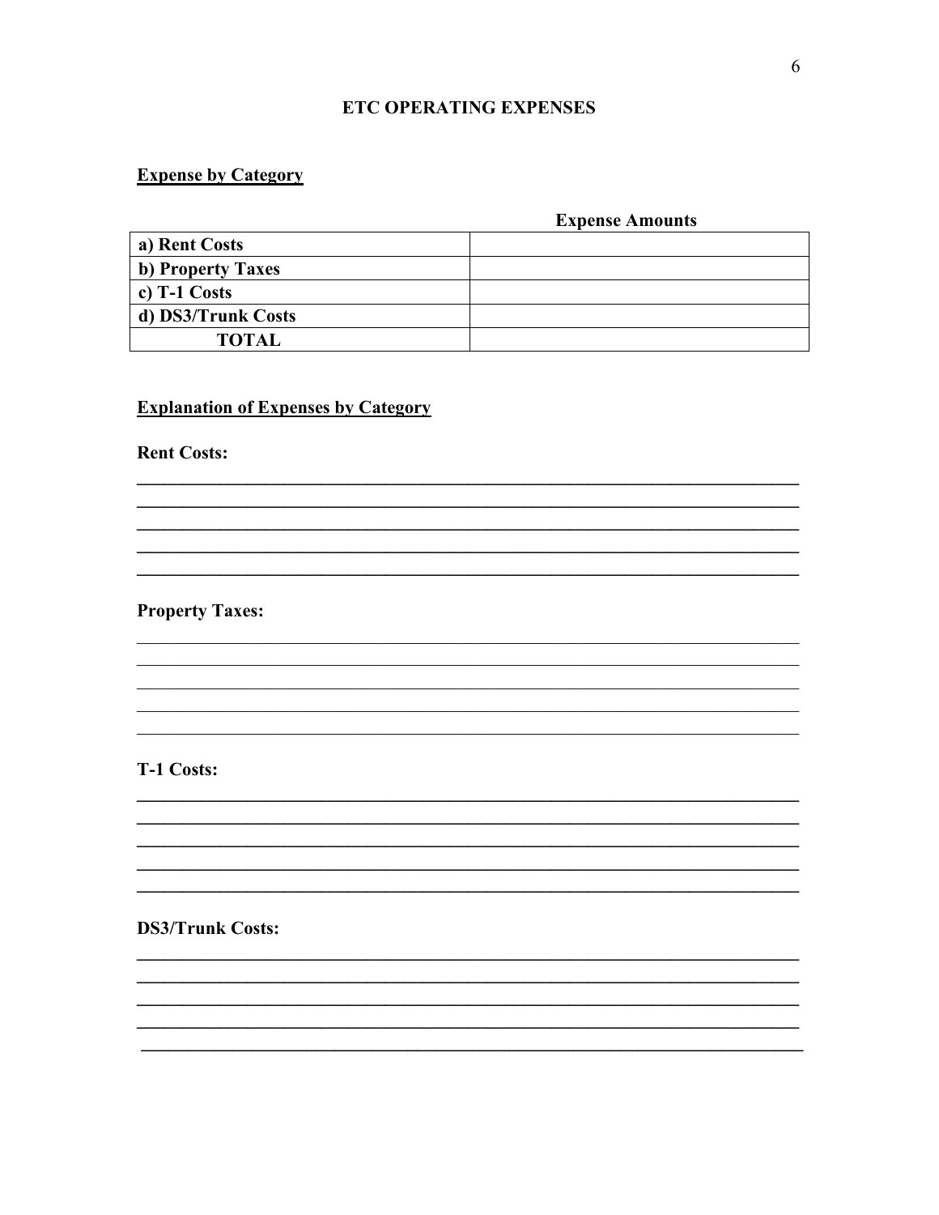# ETC OPERATING EXPENSES

## Expense by Category

| | Expense Amounts |
|---|---|
| **a) Rent Costs** | |
| **b) Property Taxes** | |
| **c) T-1 Costs** | |
| **d) DS3/Trunk Costs** | |
| **TOTAL** | |

## Explanation of Expenses by Category

**Rent Costs:**

______________________________________________________________________________
______________________________________________________________________________
______________________________________________________________________________
______________________________________________________________________________
______________________________________________________________________________

**Property Taxes:**

______________________________________________________________________________
______________________________________________________________________________
______________________________________________________________________________
______________________________________________________________________________
______________________________________________________________________________

**T-1 Costs:**

______________________________________________________________________________
______________________________________________________________________________
______________________________________________________________________________
______________________________________________________________________________
______________________________________________________________________________

**DS3/Trunk Costs:**

______________________________________________________________________________
______________________________________________________________________________
______________________________________________________________________________
______________________________________________________________________________
______________________________________________________________________________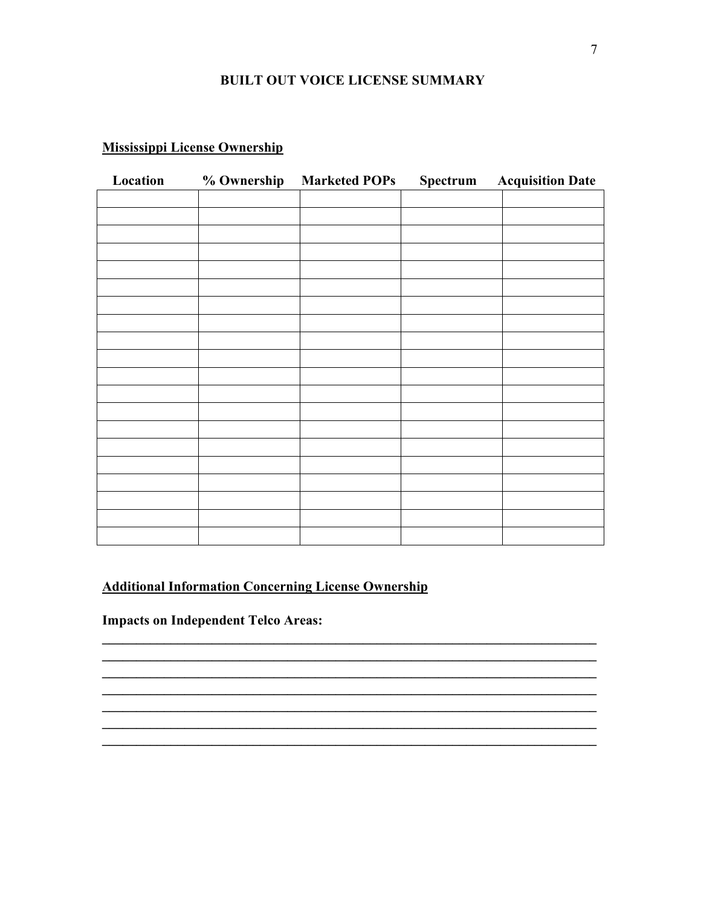# BUILT OUT VOICE LICENSE SUMMARY

**Mississippi License Ownership**

| Location | % Ownership | Marketed POPs | Spectrum | Acquisition Date |
|---|---|---|---|---|
| | | | | |
| | | | | |
| | | | | |
| | | | | |
| | | | | |
| | | | | |
| | | | | |
| | | | | |
| | | | | |
| | | | | |
| | | | | |
| | | | | |
| | | | | |
| | | | | |
| | | | | |
| | | | | |
| | | | | |
| | | | | |
| | | | | |
| | | | | |

**Additional Information Concerning License Ownership**

**Impacts on Independent Telco Areas:**

___________________________________________________________________________
___________________________________________________________________________
___________________________________________________________________________
___________________________________________________________________________
___________________________________________________________________________
___________________________________________________________________________
___________________________________________________________________________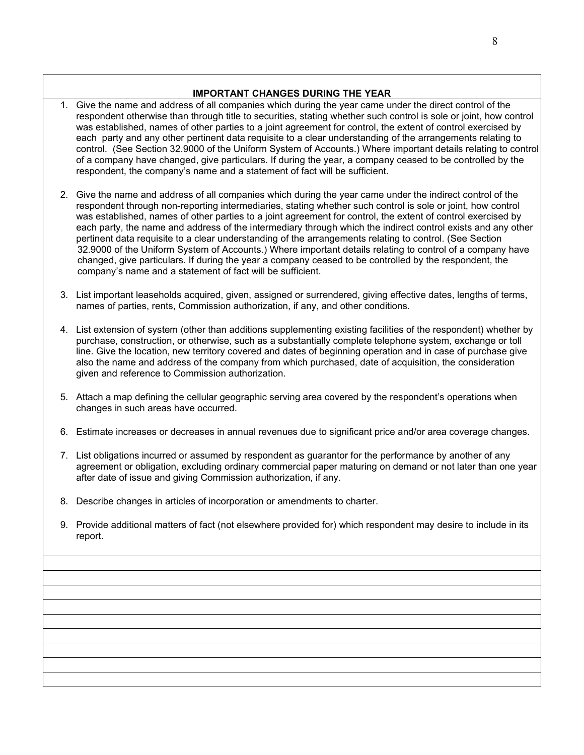## IMPORTANT CHANGES DURING THE YEAR

1. Give the name and address of all companies which during the year came under the direct control of the respondent otherwise than through title to securities, stating whether such control is sole or joint, how control was established, names of other parties to a joint agreement for control, the extent of control exercised by each party and any other pertinent data requisite to a clear understanding of the arrangements relating to control. (See Section 32.9000 of the Uniform System of Accounts.) Where important details relating to control of a company have changed, give particulars. If during the year, a company ceased to be controlled by the respondent, the company's name and a statement of fact will be sufficient.

2. Give the name and address of all companies which during the year came under the indirect control of the respondent through non-reporting intermediaries, stating whether such control is sole or joint, how control was established, names of other parties to a joint agreement for control, the extent of control exercised by each party, the name and address of the intermediary through which the indirect control exists and any other pertinent data requisite to a clear understanding of the arrangements relating to control. (See Section 32.9000 of the Uniform System of Accounts.) Where important details relating to control of a company have changed, give particulars. If during the year a company ceased to be controlled by the respondent, the company's name and a statement of fact will be sufficient.

3. List important leaseholds acquired, given, assigned or surrendered, giving effective dates, lengths of terms, names of parties, rents, Commission authorization, if any, and other conditions.

4. List extension of system (other than additions supplementing existing facilities of the respondent) whether by purchase, construction, or otherwise, such as a substantially complete telephone system, exchange or toll line. Give the location, new territory covered and dates of beginning operation and in case of purchase give also the name and address of the company from which purchased, date of acquisition, the consideration given and reference to Commission authorization.

5. Attach a map defining the cellular geographic serving area covered by the respondent's operations when changes in such areas have occurred.

6. Estimate increases or decreases in annual revenues due to significant price and/or area coverage changes.

7. List obligations incurred or assumed by respondent as guarantor for the performance by another of any agreement or obligation, excluding ordinary commercial paper maturing on demand or not later than one year after date of issue and giving Commission authorization, if any.

8. Describe changes in articles of incorporation or amendments to charter.

9. Provide additional matters of fact (not elsewhere provided for) which respondent may desire to include in its report.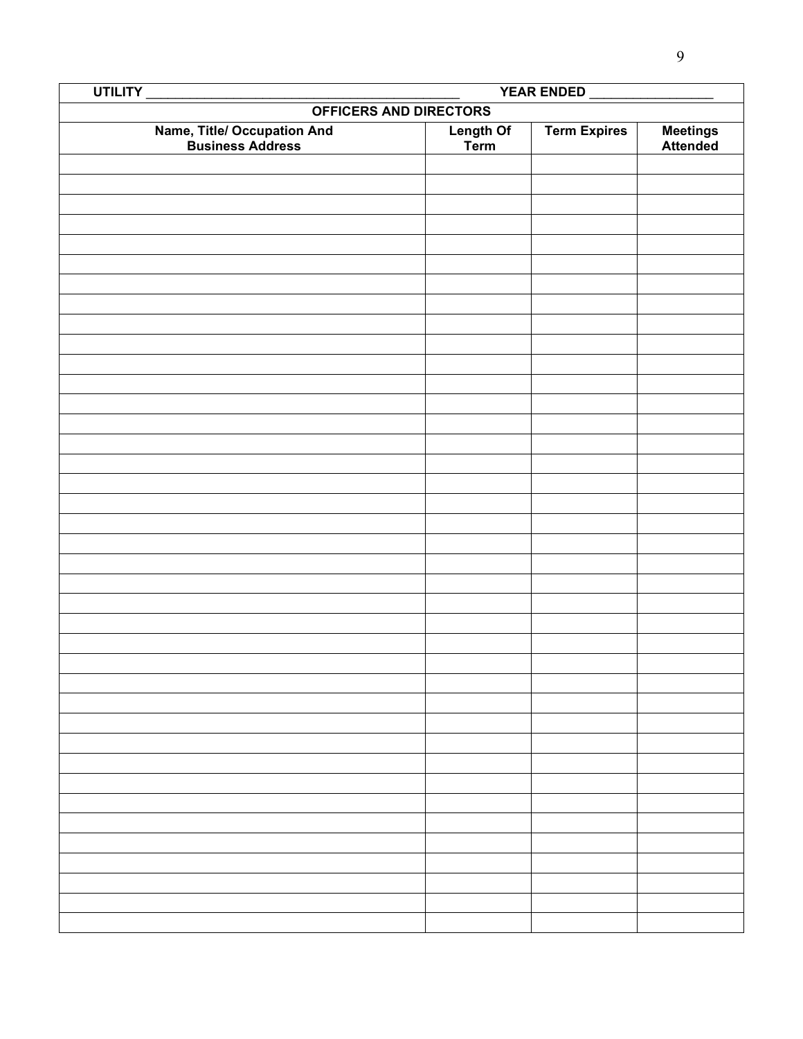| UTILITY ___________________________________________ | | YEAR ENDED _________________ | |
|---|---|---|---|
| **OFFICERS AND DIRECTORS** | | | |
| **Name, Title/ Occupation And Business Address** | **Length Of Term** | **Term Expires** | **Meetings Attended** |
| | | | |
| | | | |
| | | | |
| | | | |
| | | | |
| | | | |
| | | | |
| | | | |
| | | | |
| | | | |
| | | | |
| | | | |
| | | | |
| | | | |
| | | | |
| | | | |
| | | | |
| | | | |
| | | | |
| | | | |
| | | | |
| | | | |
| | | | |
| | | | |
| | | | |
| | | | |
| | | | |
| | | | |
| | | | |
| | | | |
| | | | |
| | | | |
| | | | |
| | | | |
| | | | |
| | | | |
| | | | |
| | | | |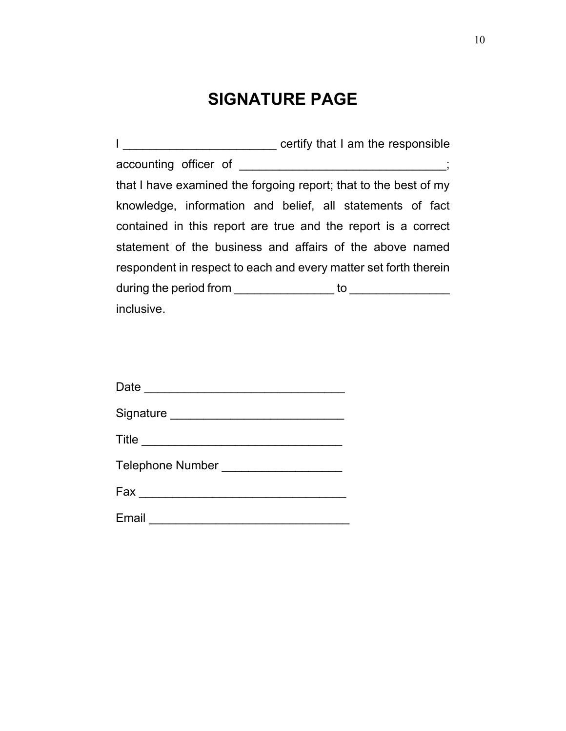# SIGNATURE PAGE

I _______________________ certify that I am the responsible accounting officer of _______________________________; that I have examined the forgoing report; that to the best of my knowledge, information and belief, all statements of fact contained in this report are true and the report is a correct statement of the business and affairs of the above named respondent in respect to each and every matter set forth therein during the period from _______________ to _______________ inclusive.

Date ______________________________

Signature __________________________

Title ______________________________

Telephone Number __________________

Fax _______________________________

Email ______________________________